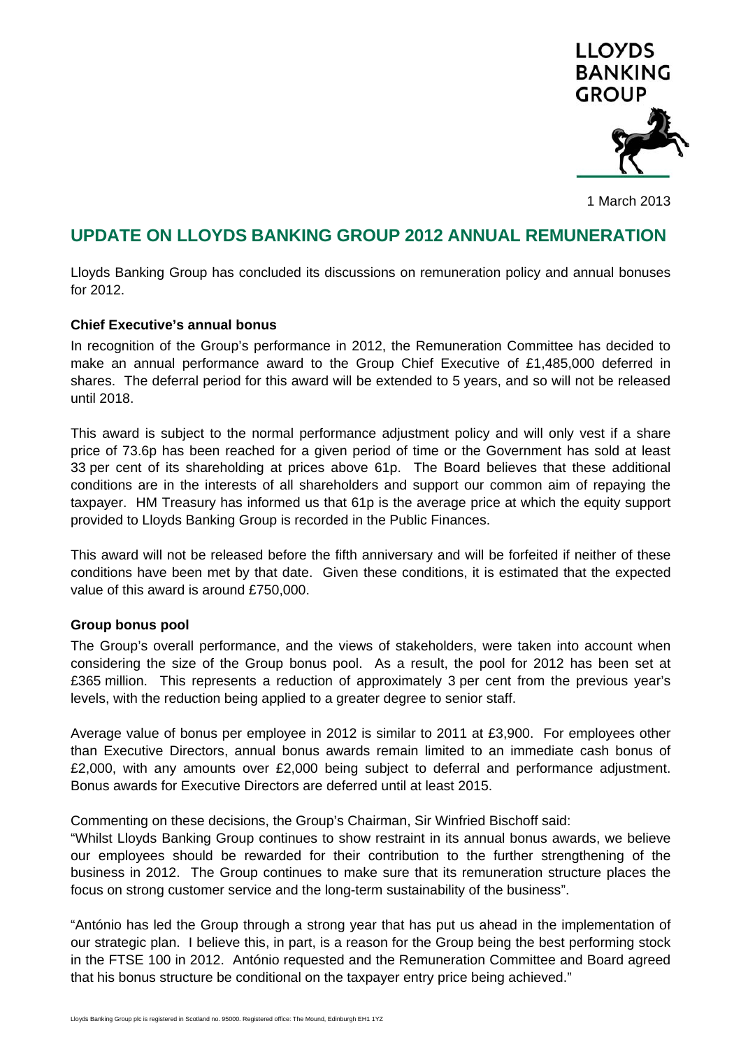LLOYDS BANKING GROUP

1 March 2013

# UPDATE ON LLOYDS BANKING GROUP 2012 ANNUAL REMUNERATION

Lloyds Banking Group has concluded its discussions on remuneration policy and annual bonuses for 2012.

**Chief Executive's annual bonus**

In recognition of the Group's performance in 2012, the Remuneration Committee has decided to make an annual performance award to the Group Chief Executive of £1,485,000 deferred in shares. The deferral period for this award will be extended to 5 years, and so will not be released until 2018.

This award is subject to the normal performance adjustment policy and will only vest if a share price of 73.6p has been reached for a given period of time or the Government has sold at least 33 per cent of its shareholding at prices above 61p. The Board believes that these additional conditions are in the interests of all shareholders and support our common aim of repaying the taxpayer. HM Treasury has informed us that 61p is the average price at which the equity support provided to Lloyds Banking Group is recorded in the Public Finances.

This award will not be released before the fifth anniversary and will be forfeited if neither of these conditions have been met by that date. Given these conditions, it is estimated that the expected value of this award is around £750,000.

**Group bonus pool**

The Group's overall performance, and the views of stakeholders, were taken into account when considering the size of the Group bonus pool. As a result, the pool for 2012 has been set at £365 million. This represents a reduction of approximately 3 per cent from the previous year's levels, with the reduction being applied to a greater degree to senior staff.

Average value of bonus per employee in 2012 is similar to 2011 at £3,900. For employees other than Executive Directors, annual bonus awards remain limited to an immediate cash bonus of £2,000, with any amounts over £2,000 being subject to deferral and performance adjustment. Bonus awards for Executive Directors are deferred until at least 2015.

Commenting on these decisions, the Group's Chairman, Sir Winfried Bischoff said:
"Whilst Lloyds Banking Group continues to show restraint in its annual bonus awards, we believe our employees should be rewarded for their contribution to the further strengthening of the business in 2012. The Group continues to make sure that its remuneration structure places the focus on strong customer service and the long-term sustainability of the business".

"António has led the Group through a strong year that has put us ahead in the implementation of our strategic plan. I believe this, in part, is a reason for the Group being the best performing stock in the FTSE 100 in 2012. António requested and the Remuneration Committee and Board agreed that his bonus structure be conditional on the taxpayer entry price being achieved."

Lloyds Banking Group plc is registered in Scotland no. 95000. Registered office: The Mound, Edinburgh EH1 1YZ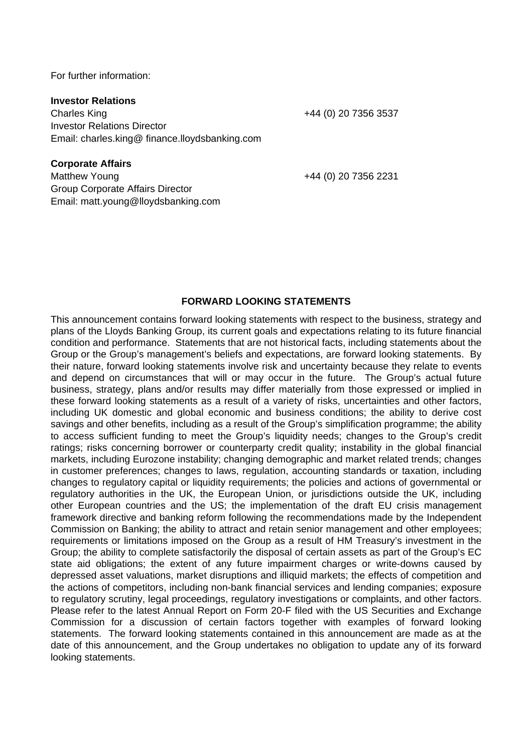For further information:

**Investor Relations**

Charles King  +44 (0) 20 7356 3537

Investor Relations Director

Email: charles.king@ finance.lloydsbanking.com

**Corporate Affairs**

Matthew Young  +44 (0) 20 7356 2231

Group Corporate Affairs Director

Email: matt.young@lloydsbanking.com

## FORWARD LOOKING STATEMENTS

This announcement contains forward looking statements with respect to the business, strategy and plans of the Lloyds Banking Group, its current goals and expectations relating to its future financial condition and performance. Statements that are not historical facts, including statements about the Group or the Group's management's beliefs and expectations, are forward looking statements. By their nature, forward looking statements involve risk and uncertainty because they relate to events and depend on circumstances that will or may occur in the future. The Group's actual future business, strategy, plans and/or results may differ materially from those expressed or implied in these forward looking statements as a result of a variety of risks, uncertainties and other factors, including UK domestic and global economic and business conditions; the ability to derive cost savings and other benefits, including as a result of the Group's simplification programme; the ability to access sufficient funding to meet the Group's liquidity needs; changes to the Group's credit ratings; risks concerning borrower or counterparty credit quality; instability in the global financial markets, including Eurozone instability; changing demographic and market related trends; changes in customer preferences; changes to laws, regulation, accounting standards or taxation, including changes to regulatory capital or liquidity requirements; the policies and actions of governmental or regulatory authorities in the UK, the European Union, or jurisdictions outside the UK, including other European countries and the US; the implementation of the draft EU crisis management framework directive and banking reform following the recommendations made by the Independent Commission on Banking; the ability to attract and retain senior management and other employees; requirements or limitations imposed on the Group as a result of HM Treasury's investment in the Group; the ability to complete satisfactorily the disposal of certain assets as part of the Group's EC state aid obligations; the extent of any future impairment charges or write-downs caused by depressed asset valuations, market disruptions and illiquid markets; the effects of competition and the actions of competitors, including non-bank financial services and lending companies; exposure to regulatory scrutiny, legal proceedings, regulatory investigations or complaints, and other factors. Please refer to the latest Annual Report on Form 20-F filed with the US Securities and Exchange Commission for a discussion of certain factors together with examples of forward looking statements. The forward looking statements contained in this announcement are made as at the date of this announcement, and the Group undertakes no obligation to update any of its forward looking statements.